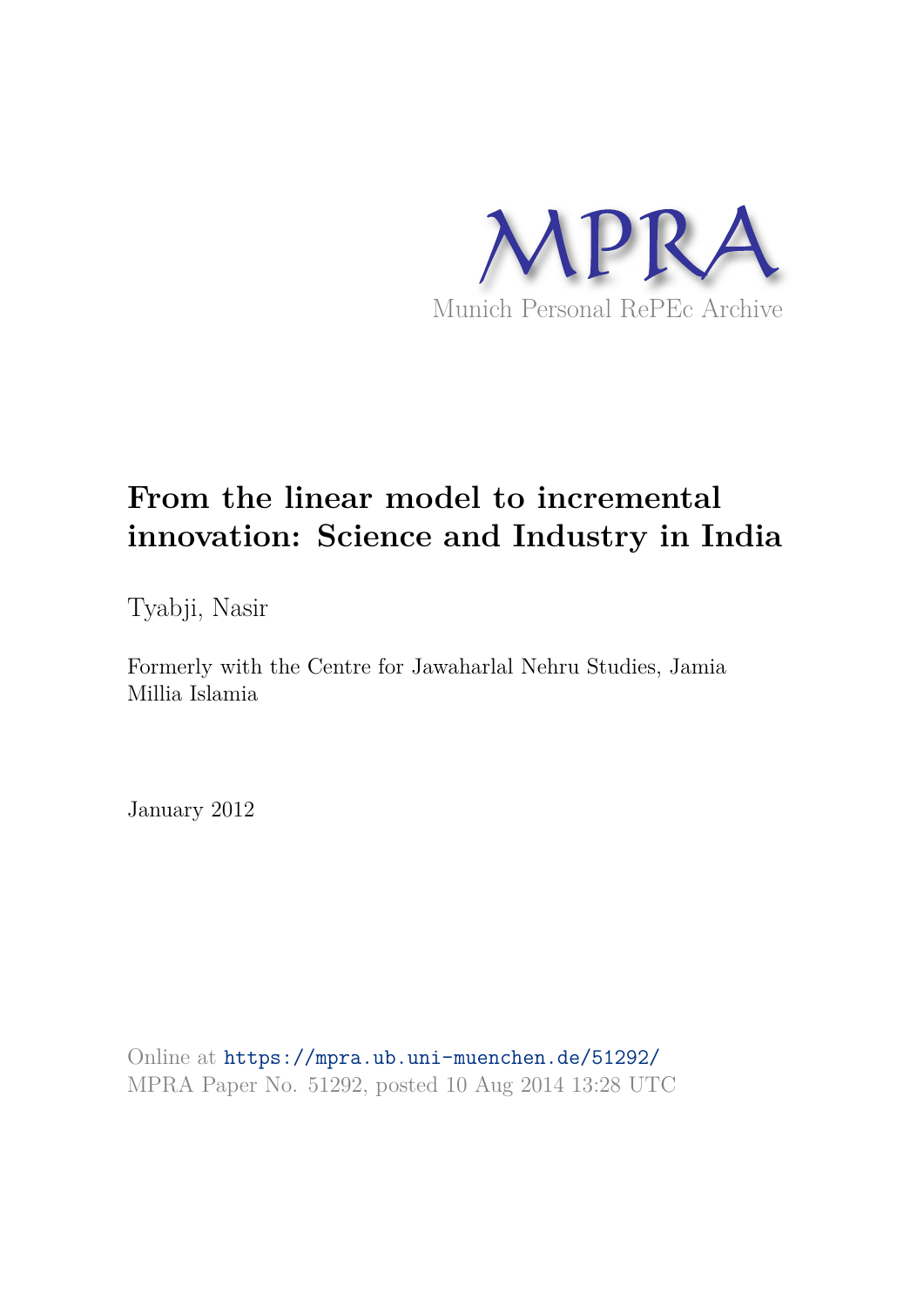MPRA

Munich Personal RePEc Archive

# From the linear model to incremental innovation: Science and Industry in India

Tyabji, Nasir

Formerly with the Centre for Jawaharlal Nehru Studies, Jamia Millia Islamia

January 2012

Online at https://mpra.ub.uni-muenchen.de/51292/
MPRA Paper No. 51292, posted 10 Aug 2014 13:28 UTC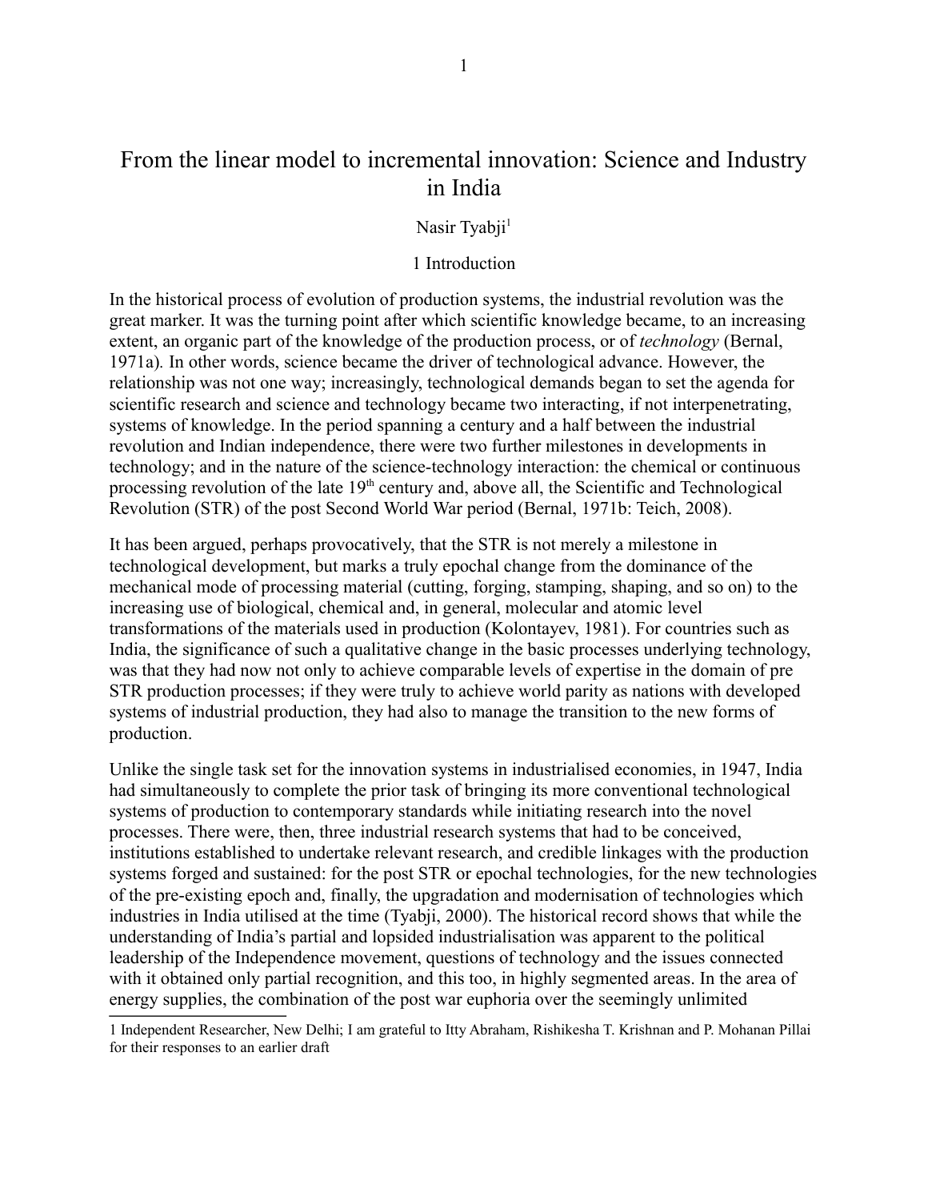# From the linear model to incremental innovation: Science and Industry in India

Nasir Tyabji[1]

## 1 Introduction

In the historical process of evolution of production systems, the industrial revolution was the great marker. It was the turning point after which scientific knowledge became, to an increasing extent, an organic part of the knowledge of the production process, or of *technology* (Bernal, 1971a). In other words, science became the driver of technological advance. However, the relationship was not one way; increasingly, technological demands began to set the agenda for scientific research and science and technology became two interacting, if not interpenetrating, systems of knowledge. In the period spanning a century and a half between the industrial revolution and Indian independence, there were two further milestones in developments in technology; and in the nature of the science-technology interaction: the chemical or continuous processing revolution of the late 19th century and, above all, the Scientific and Technological Revolution (STR) of the post Second World War period (Bernal, 1971b: Teich, 2008).

It has been argued, perhaps provocatively, that the STR is not merely a milestone in technological development, but marks a truly epochal change from the dominance of the mechanical mode of processing material (cutting, forging, stamping, shaping, and so on) to the increasing use of biological, chemical and, in general, molecular and atomic level transformations of the materials used in production (Kolontayev, 1981). For countries such as India, the significance of such a qualitative change in the basic processes underlying technology, was that they had now not only to achieve comparable levels of expertise in the domain of pre STR production processes; if they were truly to achieve world parity as nations with developed systems of industrial production, they had also to manage the transition to the new forms of production.

Unlike the single task set for the innovation systems in industrialised economies, in 1947, India had simultaneously to complete the prior task of bringing its more conventional technological systems of production to contemporary standards while initiating research into the novel processes. There were, then, three industrial research systems that had to be conceived, institutions established to undertake relevant research, and credible linkages with the production systems forged and sustained: for the post STR or epochal technologies, for the new technologies of the pre-existing epoch and, finally, the upgradation and modernisation of technologies which industries in India utilised at the time (Tyabji, 2000). The historical record shows that while the understanding of India's partial and lopsided industrialisation was apparent to the political leadership of the Independence movement, questions of technology and the issues connected with it obtained only partial recognition, and this too, in highly segmented areas. In the area of energy supplies, the combination of the post war euphoria over the seemingly unlimited

[1] Independent Researcher, New Delhi; I am grateful to Itty Abraham, Rishikesha T. Krishnan and P. Mohanan Pillai for their responses to an earlier draft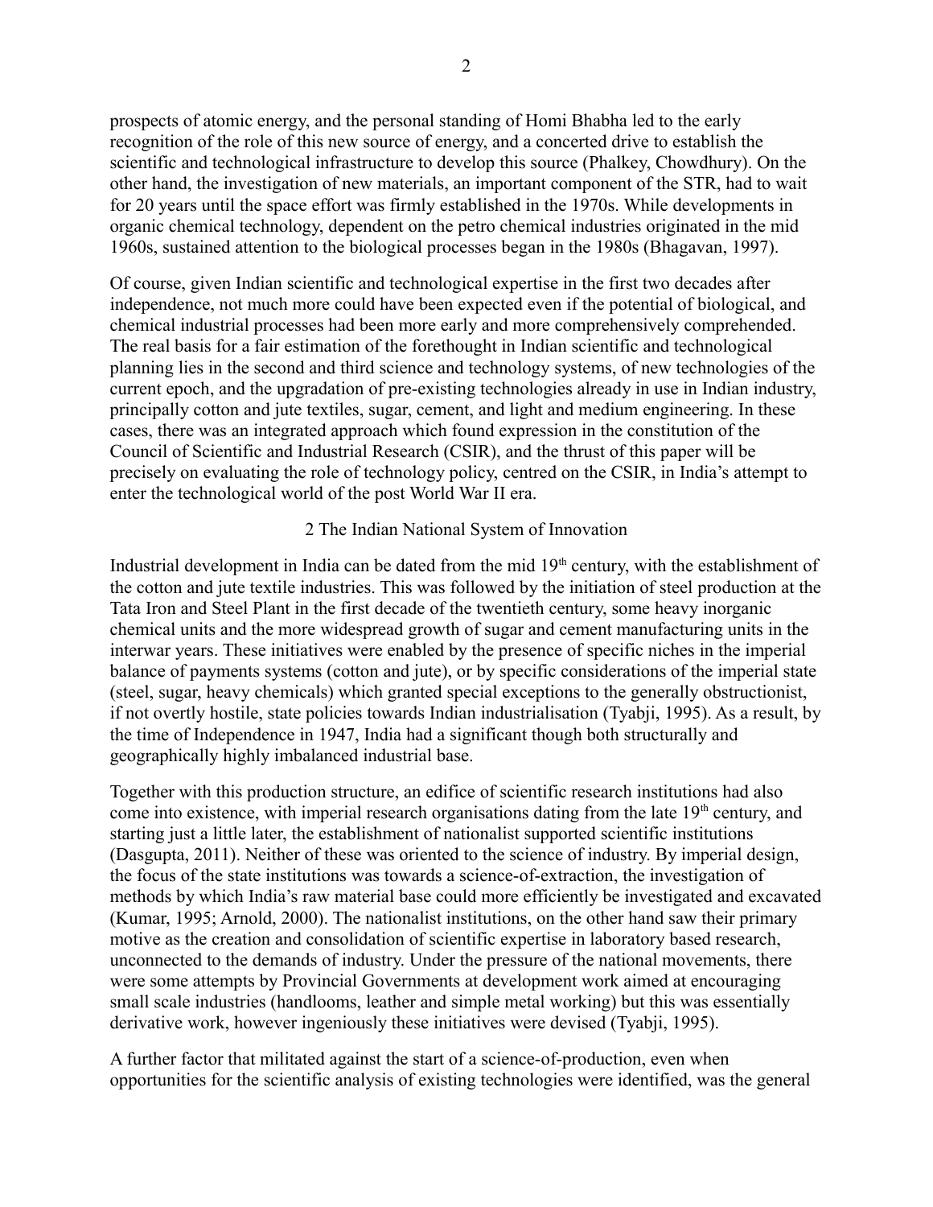prospects of atomic energy, and the personal standing of Homi Bhabha led to the early recognition of the role of this new source of energy, and a concerted drive to establish the scientific and technological infrastructure to develop this source (Phalkey, Chowdhury). On the other hand, the investigation of new materials, an important component of the STR, had to wait for 20 years until the space effort was firmly established in the 1970s. While developments in organic chemical technology, dependent on the petro chemical industries originated in the mid 1960s, sustained attention to the biological processes began in the 1980s (Bhagavan, 1997).

Of course, given Indian scientific and technological expertise in the first two decades after independence, not much more could have been expected even if the potential of biological, and chemical industrial processes had been more early and more comprehensively comprehended. The real basis for a fair estimation of the forethought in Indian scientific and technological planning lies in the second and third science and technology systems, of new technologies of the current epoch, and the upgradation of pre-existing technologies already in use in Indian industry, principally cotton and jute textiles, sugar, cement, and light and medium engineering. In these cases, there was an integrated approach which found expression in the constitution of the Council of Scientific and Industrial Research (CSIR), and the thrust of this paper will be precisely on evaluating the role of technology policy, centred on the CSIR, in India's attempt to enter the technological world of the post World War II era.

## 2 The Indian National System of Innovation

Industrial development in India can be dated from the mid 19th century, with the establishment of the cotton and jute textile industries. This was followed by the initiation of steel production at the Tata Iron and Steel Plant in the first decade of the twentieth century, some heavy inorganic chemical units and the more widespread growth of sugar and cement manufacturing units in the interwar years. These initiatives were enabled by the presence of specific niches in the imperial balance of payments systems (cotton and jute), or by specific considerations of the imperial state (steel, sugar, heavy chemicals) which granted special exceptions to the generally obstructionist, if not overtly hostile, state policies towards Indian industrialisation (Tyabji, 1995). As a result, by the time of Independence in 1947, India had a significant though both structurally and geographically highly imbalanced industrial base.

Together with this production structure, an edifice of scientific research institutions had also come into existence, with imperial research organisations dating from the late 19th century, and starting just a little later, the establishment of nationalist supported scientific institutions (Dasgupta, 2011). Neither of these was oriented to the science of industry. By imperial design, the focus of the state institutions was towards a science-of-extraction, the investigation of methods by which India's raw material base could more efficiently be investigated and excavated (Kumar, 1995; Arnold, 2000). The nationalist institutions, on the other hand saw their primary motive as the creation and consolidation of scientific expertise in laboratory based research, unconnected to the demands of industry. Under the pressure of the national movements, there were some attempts by Provincial Governments at development work aimed at encouraging small scale industries (handlooms, leather and simple metal working) but this was essentially derivative work, however ingeniously these initiatives were devised (Tyabji, 1995).

A further factor that militated against the start of a science-of-production, even when opportunities for the scientific analysis of existing technologies were identified, was the general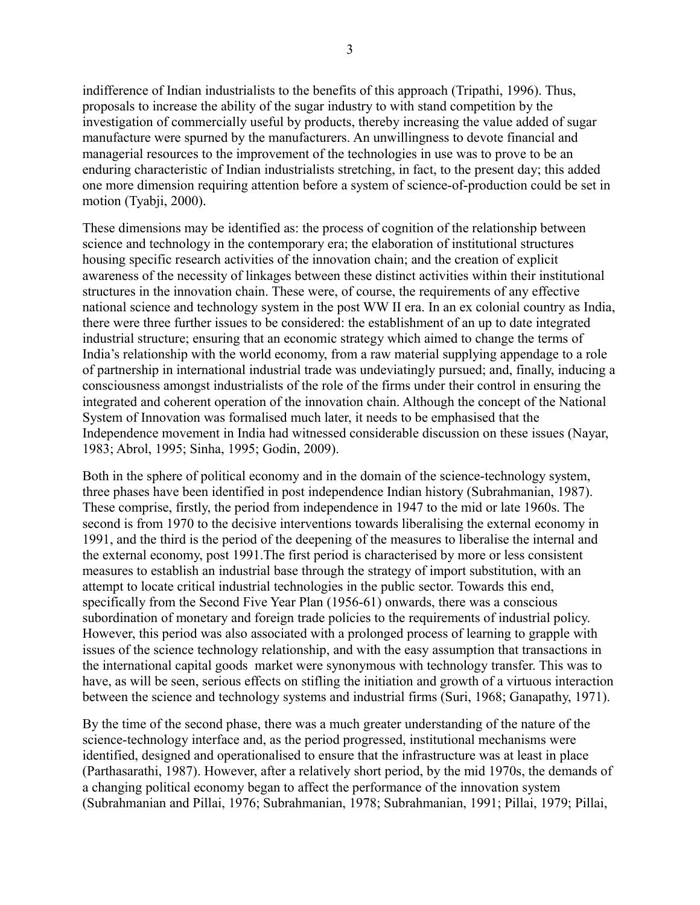indifference of Indian industrialists to the benefits of this approach (Tripathi, 1996). Thus, proposals to increase the ability of the sugar industry to with stand competition by the investigation of commercially useful by products, thereby increasing the value added of sugar manufacture were spurned by the manufacturers. An unwillingness to devote financial and managerial resources to the improvement of the technologies in use was to prove to be an enduring characteristic of Indian industrialists stretching, in fact, to the present day; this added one more dimension requiring attention before a system of science-of-production could be set in motion (Tyabji, 2000).

These dimensions may be identified as: the process of cognition of the relationship between science and technology in the contemporary era; the elaboration of institutional structures housing specific research activities of the innovation chain; and the creation of explicit awareness of the necessity of linkages between these distinct activities within their institutional structures in the innovation chain. These were, of course, the requirements of any effective national science and technology system in the post WW II era. In an ex colonial country as India, there were three further issues to be considered: the establishment of an up to date integrated industrial structure; ensuring that an economic strategy which aimed to change the terms of India's relationship with the world economy, from a raw material supplying appendage to a role of partnership in international industrial trade was undeviatingly pursued; and, finally, inducing a consciousness amongst industrialists of the role of the firms under their control in ensuring the integrated and coherent operation of the innovation chain. Although the concept of the National System of Innovation was formalised much later, it needs to be emphasised that the Independence movement in India had witnessed considerable discussion on these issues (Nayar, 1983; Abrol, 1995; Sinha, 1995; Godin, 2009).

Both in the sphere of political economy and in the domain of the science-technology system, three phases have been identified in post independence Indian history (Subrahmanian, 1987). These comprise, firstly, the period from independence in 1947 to the mid or late 1960s. The second is from 1970 to the decisive interventions towards liberalising the external economy in 1991, and the third is the period of the deepening of the measures to liberalise the internal and the external economy, post 1991.The first period is characterised by more or less consistent measures to establish an industrial base through the strategy of import substitution, with an attempt to locate critical industrial technologies in the public sector. Towards this end, specifically from the Second Five Year Plan (1956-61) onwards, there was a conscious subordination of monetary and foreign trade policies to the requirements of industrial policy. However, this period was also associated with a prolonged process of learning to grapple with issues of the science technology relationship, and with the easy assumption that transactions in the international capital goods market were synonymous with technology transfer. This was to have, as will be seen, serious effects on stifling the initiation and growth of a virtuous interaction between the science and technology systems and industrial firms (Suri, 1968; Ganapathy, 1971).

By the time of the second phase, there was a much greater understanding of the nature of the science-technology interface and, as the period progressed, institutional mechanisms were identified, designed and operationalised to ensure that the infrastructure was at least in place (Parthasarathi, 1987). However, after a relatively short period, by the mid 1970s, the demands of a changing political economy began to affect the performance of the innovation system (Subrahmanian and Pillai, 1976; Subrahmanian, 1978; Subrahmanian, 1991; Pillai, 1979; Pillai,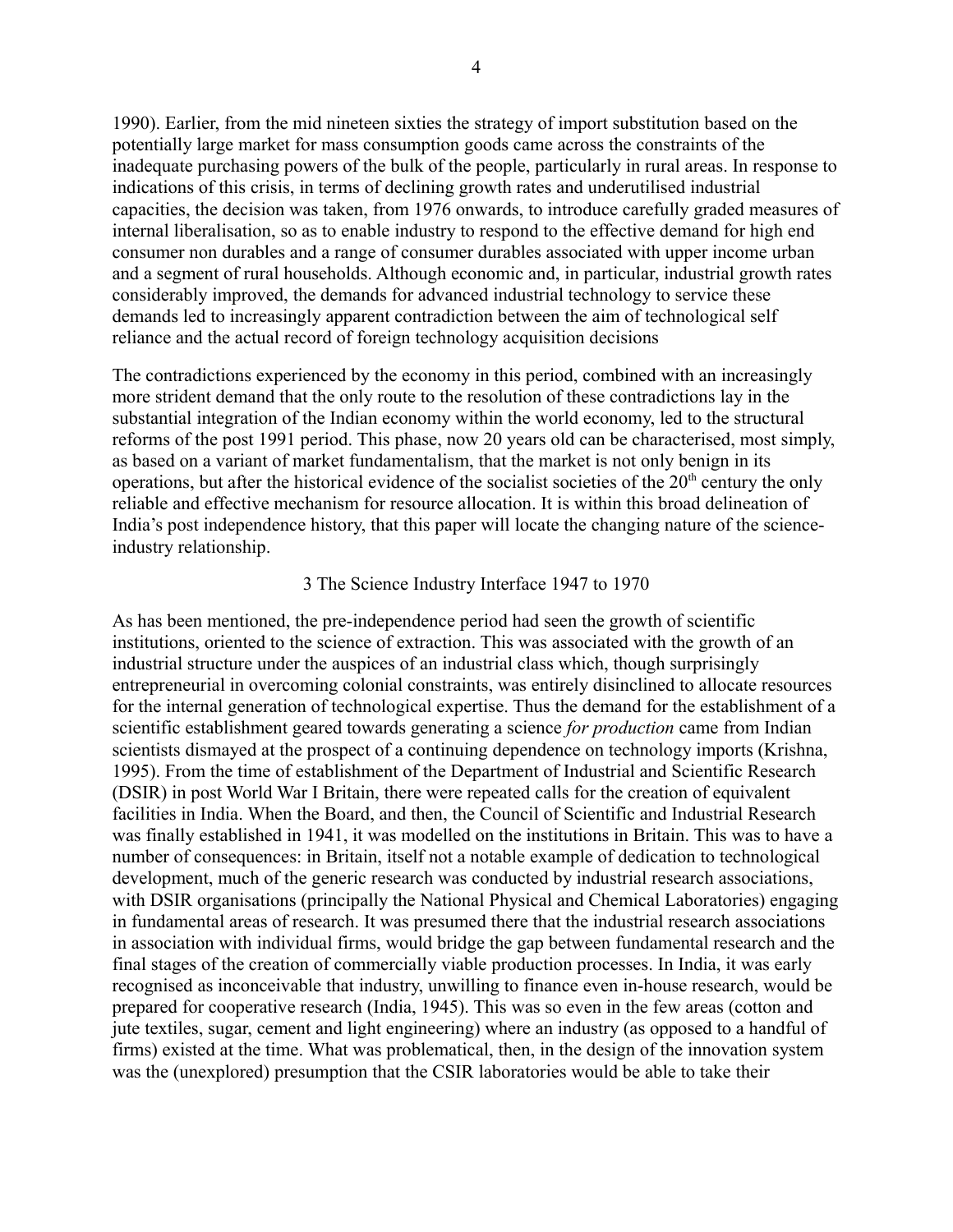1990). Earlier, from the mid nineteen sixties the strategy of import substitution based on the potentially large market for mass consumption goods came across the constraints of the inadequate purchasing powers of the bulk of the people, particularly in rural areas. In response to indications of this crisis, in terms of declining growth rates and underutilised industrial capacities, the decision was taken, from 1976 onwards, to introduce carefully graded measures of internal liberalisation, so as to enable industry to respond to the effective demand for high end consumer non durables and a range of consumer durables associated with upper income urban and a segment of rural households. Although economic and, in particular, industrial growth rates considerably improved, the demands for advanced industrial technology to service these demands led to increasingly apparent contradiction between the aim of technological self reliance and the actual record of foreign technology acquisition decisions

The contradictions experienced by the economy in this period, combined with an increasingly more strident demand that the only route to the resolution of these contradictions lay in the substantial integration of the Indian economy within the world economy, led to the structural reforms of the post 1991 period. This phase, now 20 years old can be characterised, most simply, as based on a variant of market fundamentalism, that the market is not only benign in its operations, but after the historical evidence of the socialist societies of the 20th century the only reliable and effective mechanism for resource allocation. It is within this broad delineation of India's post independence history, that this paper will locate the changing nature of the science-industry relationship.

## 3 The Science Industry Interface 1947 to 1970

As has been mentioned, the pre-independence period had seen the growth of scientific institutions, oriented to the science of extraction. This was associated with the growth of an industrial structure under the auspices of an industrial class which, though surprisingly entrepreneurial in overcoming colonial constraints, was entirely disinclined to allocate resources for the internal generation of technological expertise. Thus the demand for the establishment of a scientific establishment geared towards generating a science *for production* came from Indian scientists dismayed at the prospect of a continuing dependence on technology imports (Krishna, 1995). From the time of establishment of the Department of Industrial and Scientific Research (DSIR) in post World War I Britain, there were repeated calls for the creation of equivalent facilities in India. When the Board, and then, the Council of Scientific and Industrial Research was finally established in 1941, it was modelled on the institutions in Britain. This was to have a number of consequences: in Britain, itself not a notable example of dedication to technological development, much of the generic research was conducted by industrial research associations, with DSIR organisations (principally the National Physical and Chemical Laboratories) engaging in fundamental areas of research. It was presumed there that the industrial research associations in association with individual firms, would bridge the gap between fundamental research and the final stages of the creation of commercially viable production processes. In India, it was early recognised as inconceivable that industry, unwilling to finance even in-house research, would be prepared for cooperative research (India, 1945). This was so even in the few areas (cotton and jute textiles, sugar, cement and light engineering) where an industry (as opposed to a handful of firms) existed at the time. What was problematical, then, in the design of the innovation system was the (unexplored) presumption that the CSIR laboratories would be able to take their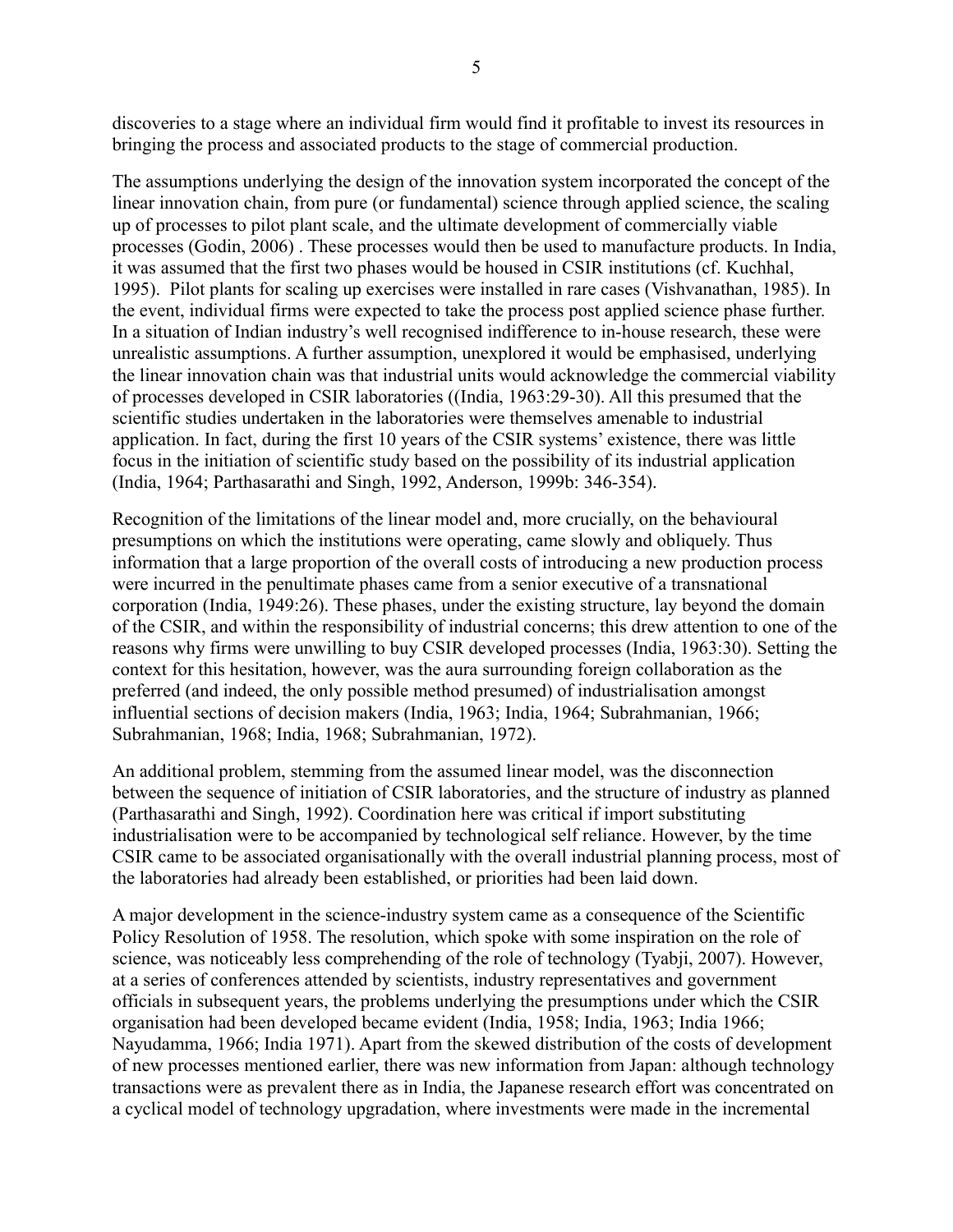discoveries to a stage where an individual firm would find it profitable to invest its resources in bringing the process and associated products to the stage of commercial production.

The assumptions underlying the design of the innovation system incorporated the concept of the linear innovation chain, from pure (or fundamental) science through applied science, the scaling up of processes to pilot plant scale, and the ultimate development of commercially viable processes (Godin, 2006) . These processes would then be used to manufacture products. In India, it was assumed that the first two phases would be housed in CSIR institutions (cf. Kuchhal, 1995). Pilot plants for scaling up exercises were installed in rare cases (Vishvanathan, 1985). In the event, individual firms were expected to take the process post applied science phase further. In a situation of Indian industry's well recognised indifference to in-house research, these were unrealistic assumptions. A further assumption, unexplored it would be emphasised, underlying the linear innovation chain was that industrial units would acknowledge the commercial viability of processes developed in CSIR laboratories ((India, 1963:29-30). All this presumed that the scientific studies undertaken in the laboratories were themselves amenable to industrial application. In fact, during the first 10 years of the CSIR systems' existence, there was little focus in the initiation of scientific study based on the possibility of its industrial application (India, 1964; Parthasarathi and Singh, 1992, Anderson, 1999b: 346-354).

Recognition of the limitations of the linear model and, more crucially, on the behavioural presumptions on which the institutions were operating, came slowly and obliquely. Thus information that a large proportion of the overall costs of introducing a new production process were incurred in the penultimate phases came from a senior executive of a transnational corporation (India, 1949:26). These phases, under the existing structure, lay beyond the domain of the CSIR, and within the responsibility of industrial concerns; this drew attention to one of the reasons why firms were unwilling to buy CSIR developed processes (India, 1963:30). Setting the context for this hesitation, however, was the aura surrounding foreign collaboration as the preferred (and indeed, the only possible method presumed) of industrialisation amongst influential sections of decision makers (India, 1963; India, 1964; Subrahmanian, 1966; Subrahmanian, 1968; India, 1968; Subrahmanian, 1972).

An additional problem, stemming from the assumed linear model, was the disconnection between the sequence of initiation of CSIR laboratories, and the structure of industry as planned (Parthasarathi and Singh, 1992). Coordination here was critical if import substituting industrialisation were to be accompanied by technological self reliance. However, by the time CSIR came to be associated organisationally with the overall industrial planning process, most of the laboratories had already been established, or priorities had been laid down.

A major development in the science-industry system came as a consequence of the Scientific Policy Resolution of 1958. The resolution, which spoke with some inspiration on the role of science, was noticeably less comprehending of the role of technology (Tyabji, 2007). However, at a series of conferences attended by scientists, industry representatives and government officials in subsequent years, the problems underlying the presumptions under which the CSIR organisation had been developed became evident (India, 1958; India, 1963; India 1966; Nayudamma, 1966; India 1971). Apart from the skewed distribution of the costs of development of new processes mentioned earlier, there was new information from Japan: although technology transactions were as prevalent there as in India, the Japanese research effort was concentrated on a cyclical model of technology upgradation, where investments were made in the incremental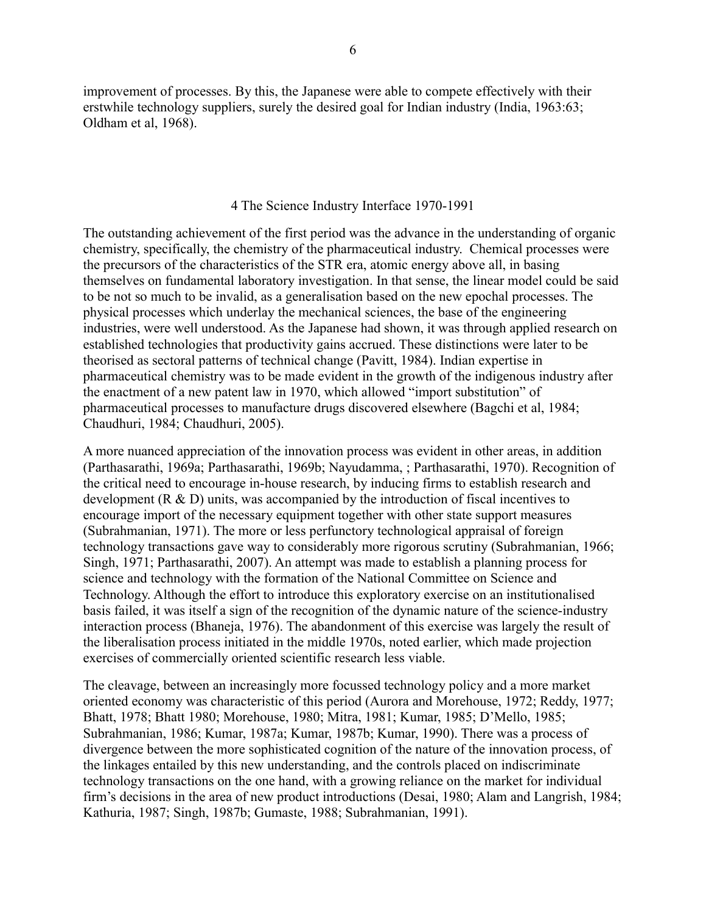improvement of processes. By this, the Japanese were able to compete effectively with their erstwhile technology suppliers, surely the desired goal for Indian industry (India, 1963:63; Oldham et al, 1968).

## 4 The Science Industry Interface 1970-1991

The outstanding achievement of the first period was the advance in the understanding of organic chemistry, specifically, the chemistry of the pharmaceutical industry. Chemical processes were the precursors of the characteristics of the STR era, atomic energy above all, in basing themselves on fundamental laboratory investigation. In that sense, the linear model could be said to be not so much to be invalid, as a generalisation based on the new epochal processes. The physical processes which underlay the mechanical sciences, the base of the engineering industries, were well understood. As the Japanese had shown, it was through applied research on established technologies that productivity gains accrued. These distinctions were later to be theorised as sectoral patterns of technical change (Pavitt, 1984). Indian expertise in pharmaceutical chemistry was to be made evident in the growth of the indigenous industry after the enactment of a new patent law in 1970, which allowed "import substitution" of pharmaceutical processes to manufacture drugs discovered elsewhere (Bagchi et al, 1984; Chaudhuri, 1984; Chaudhuri, 2005).

A more nuanced appreciation of the innovation process was evident in other areas, in addition (Parthasarathi, 1969a; Parthasarathi, 1969b; Nayudamma, ; Parthasarathi, 1970). Recognition of the critical need to encourage in-house research, by inducing firms to establish research and development (R & D) units, was accompanied by the introduction of fiscal incentives to encourage import of the necessary equipment together with other state support measures (Subrahmanian, 1971). The more or less perfunctory technological appraisal of foreign technology transactions gave way to considerably more rigorous scrutiny (Subrahmanian, 1966; Singh, 1971; Parthasarathi, 2007). An attempt was made to establish a planning process for science and technology with the formation of the National Committee on Science and Technology. Although the effort to introduce this exploratory exercise on an institutionalised basis failed, it was itself a sign of the recognition of the dynamic nature of the science-industry interaction process (Bhaneja, 1976). The abandonment of this exercise was largely the result of the liberalisation process initiated in the middle 1970s, noted earlier, which made projection exercises of commercially oriented scientific research less viable.

The cleavage, between an increasingly more focussed technology policy and a more market oriented economy was characteristic of this period (Aurora and Morehouse, 1972; Reddy, 1977; Bhatt, 1978; Bhatt 1980; Morehouse, 1980; Mitra, 1981; Kumar, 1985; D'Mello, 1985; Subrahmanian, 1986; Kumar, 1987a; Kumar, 1987b; Kumar, 1990). There was a process of divergence between the more sophisticated cognition of the nature of the innovation process, of the linkages entailed by this new understanding, and the controls placed on indiscriminate technology transactions on the one hand, with a growing reliance on the market for individual firm's decisions in the area of new product introductions (Desai, 1980; Alam and Langrish, 1984; Kathuria, 1987; Singh, 1987b; Gumaste, 1988; Subrahmanian, 1991).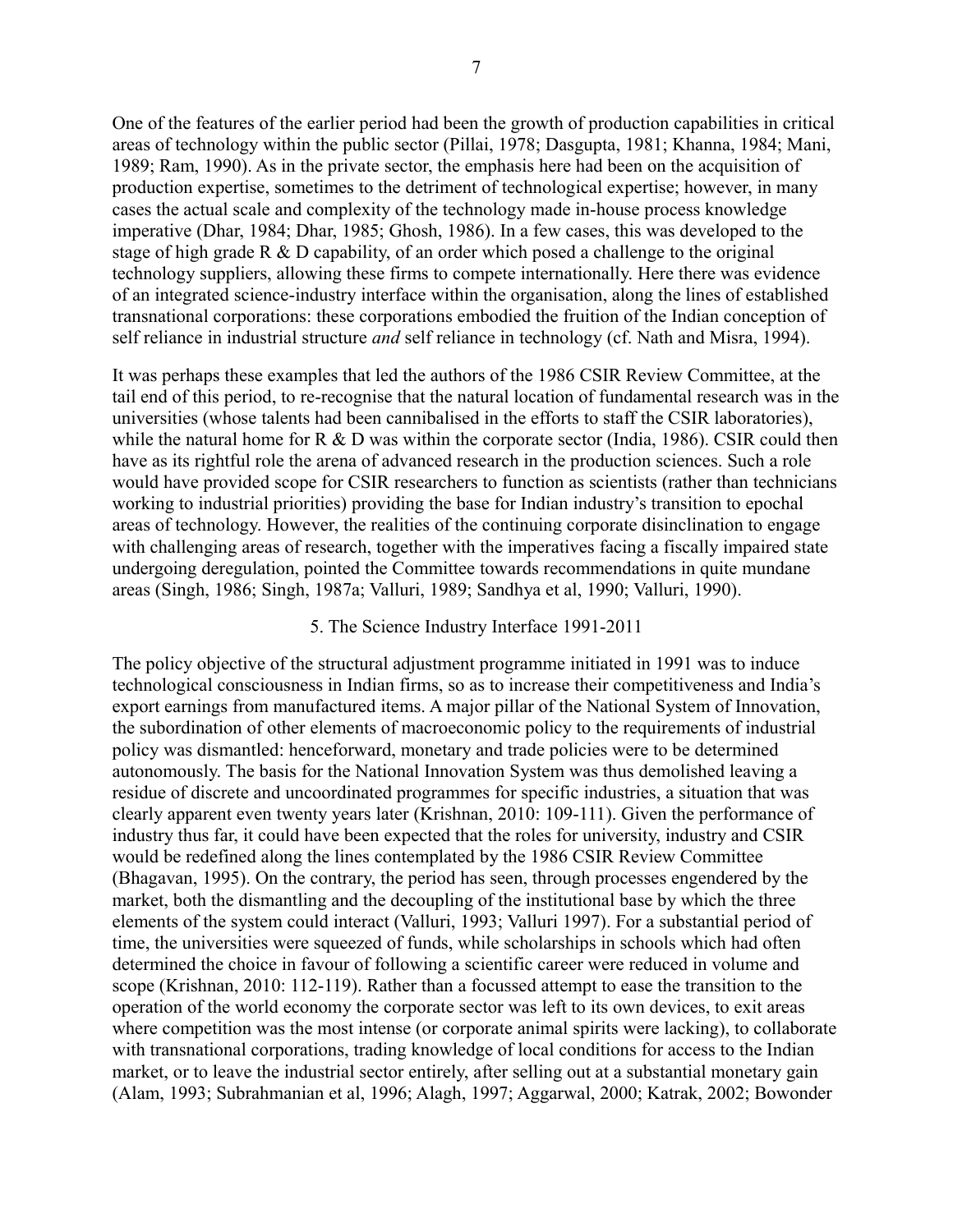One of the features of the earlier period had been the growth of production capabilities in critical areas of technology within the public sector (Pillai, 1978; Dasgupta, 1981; Khanna, 1984; Mani, 1989; Ram, 1990). As in the private sector, the emphasis here had been on the acquisition of production expertise, sometimes to the detriment of technological expertise; however, in many cases the actual scale and complexity of the technology made in-house process knowledge imperative (Dhar, 1984; Dhar, 1985; Ghosh, 1986). In a few cases, this was developed to the stage of high grade R & D capability, of an order which posed a challenge to the original technology suppliers, allowing these firms to compete internationally. Here there was evidence of an integrated science-industry interface within the organisation, along the lines of established transnational corporations: these corporations embodied the fruition of the Indian conception of self reliance in industrial structure *and* self reliance in technology (cf. Nath and Misra, 1994).

It was perhaps these examples that led the authors of the 1986 CSIR Review Committee, at the tail end of this period, to re-recognise that the natural location of fundamental research was in the universities (whose talents had been cannibalised in the efforts to staff the CSIR laboratories), while the natural home for R & D was within the corporate sector (India, 1986). CSIR could then have as its rightful role the arena of advanced research in the production sciences. Such a role would have provided scope for CSIR researchers to function as scientists (rather than technicians working to industrial priorities) providing the base for Indian industry's transition to epochal areas of technology. However, the realities of the continuing corporate disinclination to engage with challenging areas of research, together with the imperatives facing a fiscally impaired state undergoing deregulation, pointed the Committee towards recommendations in quite mundane areas (Singh, 1986; Singh, 1987a; Valluri, 1989; Sandhya et al, 1990; Valluri, 1990).

## 5. The Science Industry Interface 1991-2011

The policy objective of the structural adjustment programme initiated in 1991 was to induce technological consciousness in Indian firms, so as to increase their competitiveness and India's export earnings from manufactured items. A major pillar of the National System of Innovation, the subordination of other elements of macroeconomic policy to the requirements of industrial policy was dismantled: henceforward, monetary and trade policies were to be determined autonomously. The basis for the National Innovation System was thus demolished leaving a residue of discrete and uncoordinated programmes for specific industries, a situation that was clearly apparent even twenty years later (Krishnan, 2010: 109-111). Given the performance of industry thus far, it could have been expected that the roles for university, industry and CSIR would be redefined along the lines contemplated by the 1986 CSIR Review Committee (Bhagavan, 1995). On the contrary, the period has seen, through processes engendered by the market, both the dismantling and the decoupling of the institutional base by which the three elements of the system could interact (Valluri, 1993; Valluri 1997). For a substantial period of time, the universities were squeezed of funds, while scholarships in schools which had often determined the choice in favour of following a scientific career were reduced in volume and scope (Krishnan, 2010: 112-119). Rather than a focussed attempt to ease the transition to the operation of the world economy the corporate sector was left to its own devices, to exit areas where competition was the most intense (or corporate animal spirits were lacking), to collaborate with transnational corporations, trading knowledge of local conditions for access to the Indian market, or to leave the industrial sector entirely, after selling out at a substantial monetary gain (Alam, 1993; Subrahmanian et al, 1996; Alagh, 1997; Aggarwal, 2000; Katrak, 2002; Bowonder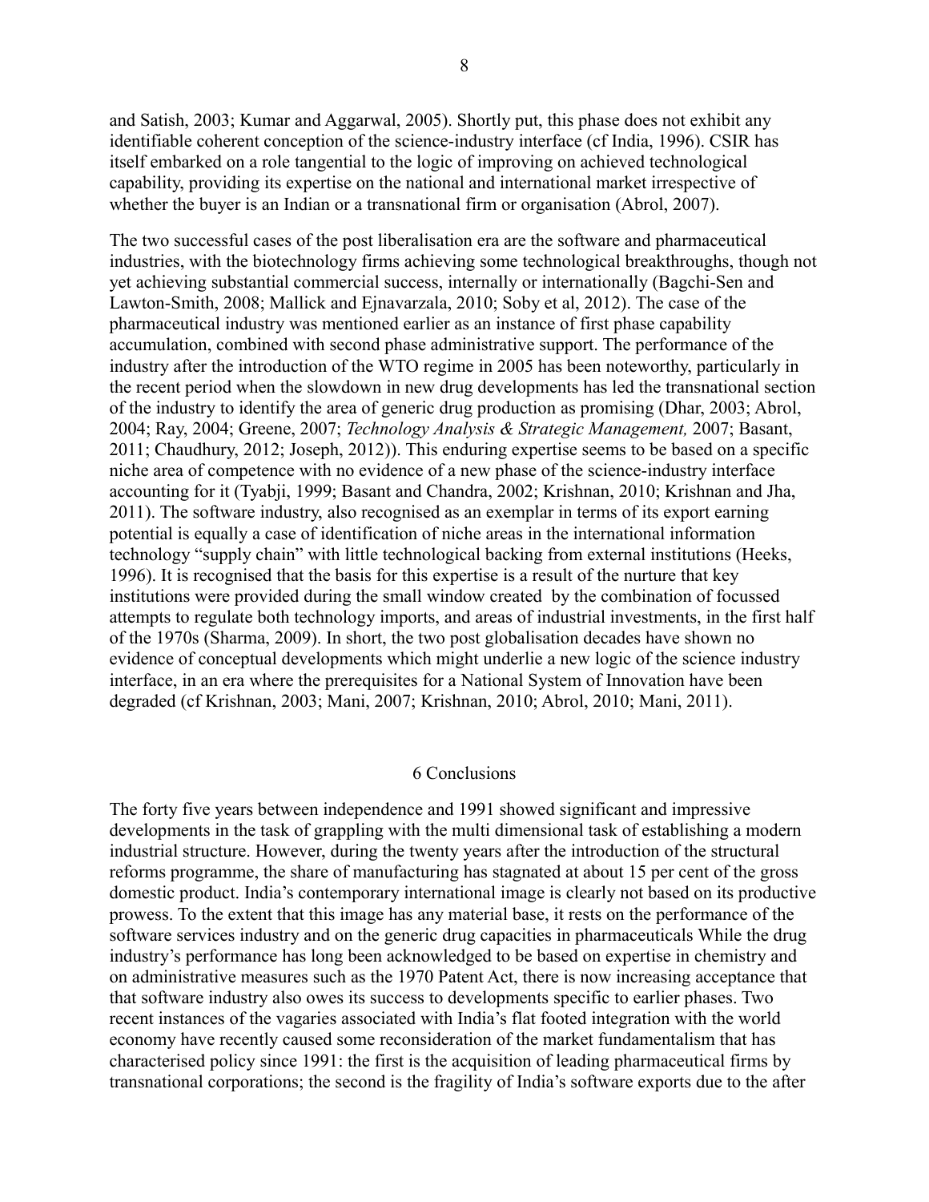and Satish, 2003; Kumar and Aggarwal, 2005). Shortly put, this phase does not exhibit any identifiable coherent conception of the science-industry interface (cf India, 1996). CSIR has itself embarked on a role tangential to the logic of improving on achieved technological capability, providing its expertise on the national and international market irrespective of whether the buyer is an Indian or a transnational firm or organisation (Abrol, 2007).

The two successful cases of the post liberalisation era are the software and pharmaceutical industries, with the biotechnology firms achieving some technological breakthroughs, though not yet achieving substantial commercial success, internally or internationally (Bagchi-Sen and Lawton-Smith, 2008; Mallick and Ejnavarzala, 2010; Soby et al, 2012). The case of the pharmaceutical industry was mentioned earlier as an instance of first phase capability accumulation, combined with second phase administrative support. The performance of the industry after the introduction of the WTO regime in 2005 has been noteworthy, particularly in the recent period when the slowdown in new drug developments has led the transnational section of the industry to identify the area of generic drug production as promising (Dhar, 2003; Abrol, 2004; Ray, 2004; Greene, 2007; *Technology Analysis & Strategic Management,* 2007; Basant, 2011; Chaudhury, 2012; Joseph, 2012)). This enduring expertise seems to be based on a specific niche area of competence with no evidence of a new phase of the science-industry interface accounting for it (Tyabji, 1999; Basant and Chandra, 2002; Krishnan, 2010; Krishnan and Jha, 2011). The software industry, also recognised as an exemplar in terms of its export earning potential is equally a case of identification of niche areas in the international information technology "supply chain" with little technological backing from external institutions (Heeks, 1996). It is recognised that the basis for this expertise is a result of the nurture that key institutions were provided during the small window created by the combination of focussed attempts to regulate both technology imports, and areas of industrial investments, in the first half of the 1970s (Sharma, 2009). In short, the two post globalisation decades have shown no evidence of conceptual developments which might underlie a new logic of the science industry interface, in an era where the prerequisites for a National System of Innovation have been degraded (cf Krishnan, 2003; Mani, 2007; Krishnan, 2010; Abrol, 2010; Mani, 2011).

## 6 Conclusions

The forty five years between independence and 1991 showed significant and impressive developments in the task of grappling with the multi dimensional task of establishing a modern industrial structure. However, during the twenty years after the introduction of the structural reforms programme, the share of manufacturing has stagnated at about 15 per cent of the gross domestic product. India's contemporary international image is clearly not based on its productive prowess. To the extent that this image has any material base, it rests on the performance of the software services industry and on the generic drug capacities in pharmaceuticals While the drug industry's performance has long been acknowledged to be based on expertise in chemistry and on administrative measures such as the 1970 Patent Act, there is now increasing acceptance that that software industry also owes its success to developments specific to earlier phases. Two recent instances of the vagaries associated with India's flat footed integration with the world economy have recently caused some reconsideration of the market fundamentalism that has characterised policy since 1991: the first is the acquisition of leading pharmaceutical firms by transnational corporations; the second is the fragility of India's software exports due to the after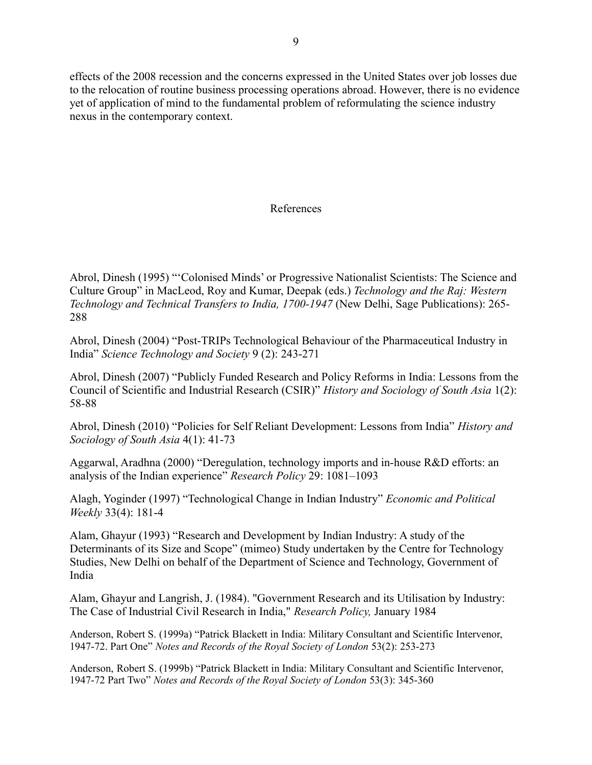effects of the 2008 recession and the concerns expressed in the United States over job losses due to the relocation of routine business processing operations abroad. However, there is no evidence yet of application of mind to the fundamental problem of reformulating the science industry nexus in the contemporary context.

## References

Abrol, Dinesh (1995) "'Colonised Minds' or Progressive Nationalist Scientists: The Science and Culture Group" in MacLeod, Roy and Kumar, Deepak (eds.) *Technology and the Raj: Western Technology and Technical Transfers to India, 1700-1947* (New Delhi, Sage Publications): 265-288

Abrol, Dinesh (2004) "Post-TRIPs Technological Behaviour of the Pharmaceutical Industry in India" *Science Technology and Society* 9 (2): 243-271

Abrol, Dinesh (2007) "Publicly Funded Research and Policy Reforms in India: Lessons from the Council of Scientific and Industrial Research (CSIR)" *History and Sociology of South Asia* 1(2): 58-88

Abrol, Dinesh (2010) "Policies for Self Reliant Development: Lessons from India" *History and Sociology of South Asia* 4(1): 41-73

Aggarwal, Aradhna (2000) "Deregulation, technology imports and in-house R&D efforts: an analysis of the Indian experience" *Research Policy* 29: 1081–1093

Alagh, Yoginder (1997) "Technological Change in Indian Industry" *Economic and Political Weekly* 33(4): 181-4

Alam, Ghayur (1993) "Research and Development by Indian Industry: A study of the Determinants of its Size and Scope" (mimeo) Study undertaken by the Centre for Technology Studies, New Delhi on behalf of the Department of Science and Technology, Government of India

Alam, Ghayur and Langrish, J. (1984). "Government Research and its Utilisation by Industry: The Case of Industrial Civil Research in India," *Research Policy,* January 1984

Anderson, Robert S. (1999a) "Patrick Blackett in India: Military Consultant and Scientific Intervenor, 1947-72. Part One" *Notes and Records of the Royal Society of London* 53(2): 253-273

Anderson, Robert S. (1999b) "Patrick Blackett in India: Military Consultant and Scientific Intervenor, 1947-72 Part Two" *Notes and Records of the Royal Society of London* 53(3): 345-360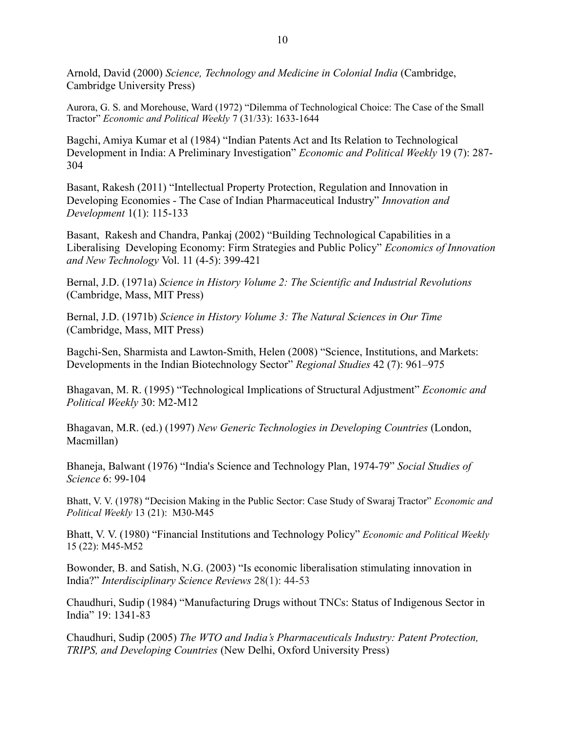Arnold, David (2000) *Science, Technology and Medicine in Colonial India* (Cambridge, Cambridge University Press)

Aurora, G. S. and Morehouse, Ward (1972) "Dilemma of Technological Choice: The Case of the Small Tractor" *Economic and Political Weekly* 7 (31/33): 1633-1644

Bagchi, Amiya Kumar et al (1984) "Indian Patents Act and Its Relation to Technological Development in India: A Preliminary Investigation" *Economic and Political Weekly* 19 (7): 287-304

Basant, Rakesh (2011) "Intellectual Property Protection, Regulation and Innovation in Developing Economies - The Case of Indian Pharmaceutical Industry" *Innovation and Development* 1(1): 115-133

Basant, Rakesh and Chandra, Pankaj (2002) "Building Technological Capabilities in a Liberalising Developing Economy: Firm Strategies and Public Policy" *Economics of Innovation and New Technology* Vol. 11 (4-5): 399-421

Bernal, J.D. (1971a) *Science in History Volume 2: The Scientific and Industrial Revolutions* (Cambridge, Mass, MIT Press)

Bernal, J.D. (1971b) *Science in History Volume 3: The Natural Sciences in Our Time* (Cambridge, Mass, MIT Press)

Bagchi-Sen, Sharmista and Lawton-Smith, Helen (2008) "Science, Institutions, and Markets: Developments in the Indian Biotechnology Sector" *Regional Studies* 42 (7): 961–975

Bhagavan, M. R. (1995) "Technological Implications of Structural Adjustment" *Economic and Political Weekly* 30: M2-M12

Bhagavan, M.R. (ed.) (1997) *New Generic Technologies in Developing Countries* (London, Macmillan)

Bhaneja, Balwant (1976) "India's Science and Technology Plan, 1974-79" *Social Studies of Science* 6: 99-104

Bhatt, V. V. (1978) "Decision Making in the Public Sector: Case Study of Swaraj Tractor" *Economic and Political Weekly* 13 (21): M30-M45

Bhatt, V. V. (1980) "Financial Institutions and Technology Policy" *Economic and Political Weekly* 15 (22): M45-M52

Bowonder, B. and Satish, N.G. (2003) "Is economic liberalisation stimulating innovation in India?" *Interdisciplinary Science Reviews* 28(1): 44-53

Chaudhuri, Sudip (1984) "Manufacturing Drugs without TNCs: Status of Indigenous Sector in India" 19: 1341-83

Chaudhuri, Sudip (2005) *The WTO and India's Pharmaceuticals Industry: Patent Protection, TRIPS, and Developing Countries* (New Delhi, Oxford University Press)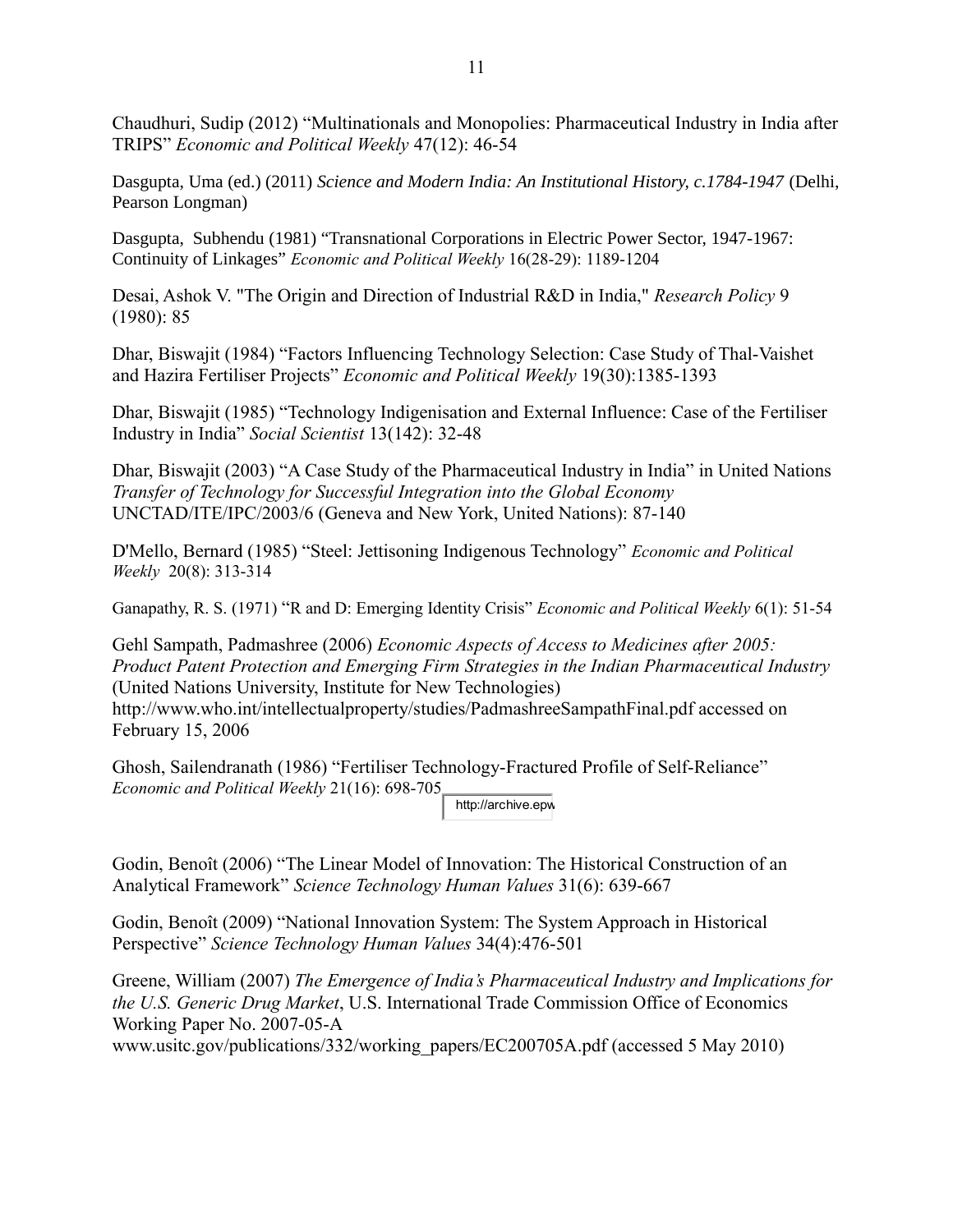Chaudhuri, Sudip (2012) "Multinationals and Monopolies: Pharmaceutical Industry in India after TRIPS" *Economic and Political Weekly* 47(12): 46-54

Dasgupta, Uma (ed.) (2011) *Science and Modern India: An Institutional History, c.1784-1947* (Delhi, Pearson Longman)

Dasgupta, Subhendu (1981) "Transnational Corporations in Electric Power Sector, 1947-1967: Continuity of Linkages" *Economic and Political Weekly* 16(28-29): 1189-1204

Desai, Ashok V. "The Origin and Direction of Industrial R&D in India," *Research Policy* 9 (1980): 85

Dhar, Biswajit (1984) "Factors Influencing Technology Selection: Case Study of Thal-Vaishet and Hazira Fertiliser Projects" *Economic and Political Weekly* 19(30):1385-1393

Dhar, Biswajit (1985) "Technology Indigenisation and External Influence: Case of the Fertiliser Industry in India" *Social Scientist* 13(142): 32-48

Dhar, Biswajit (2003) "A Case Study of the Pharmaceutical Industry in India" in United Nations *Transfer of Technology for Successful Integration into the Global Economy* UNCTAD/ITE/IPC/2003/6 (Geneva and New York, United Nations): 87-140

D'Mello, Bernard (1985) "Steel: Jettisoning Indigenous Technology" *Economic and Political Weekly* 20(8): 313-314

Ganapathy, R. S. (1971) "R and D: Emerging Identity Crisis" *Economic and Political Weekly* 6(1): 51-54

Gehl Sampath, Padmashree (2006) *Economic Aspects of Access to Medicines after 2005: Product Patent Protection and Emerging Firm Strategies in the Indian Pharmaceutical Industry* (United Nations University, Institute for New Technologies) http://www.who.int/intellectualproperty/studies/PadmashreeSampathFinal.pdf accessed on February 15, 2006

Ghosh, Sailendranath (1986) "Fertiliser Technology-Fractured Profile of Self-Reliance" *Economic and Political Weekly* 21(16): 698-705 http://archive.epw

Godin, Benoît (2006) "The Linear Model of Innovation: The Historical Construction of an Analytical Framework" *Science Technology Human Values* 31(6): 639-667

Godin, Benoît (2009) "National Innovation System: The System Approach in Historical Perspective" *Science Technology Human Values* 34(4):476-501

Greene, William (2007) *The Emergence of India's Pharmaceutical Industry and Implications for the U.S. Generic Drug Market*, U.S. International Trade Commission Office of Economics Working Paper No. 2007-05-A www.usitc.gov/publications/332/working_papers/EC200705A.pdf (accessed 5 May 2010)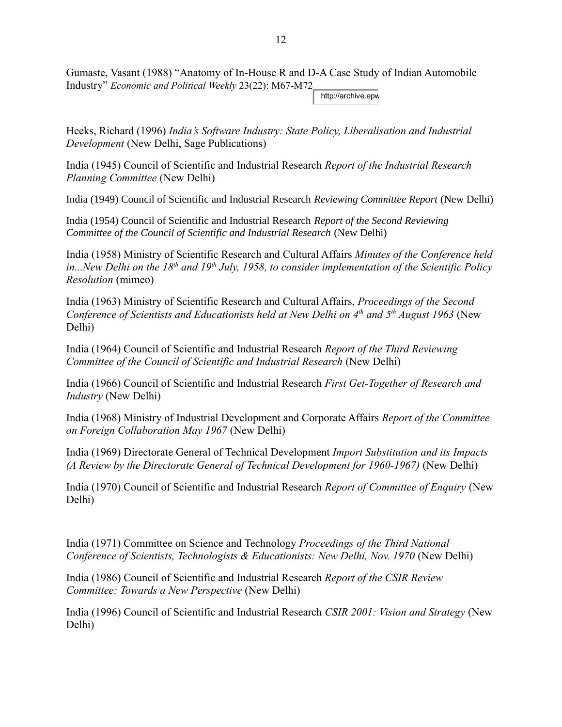Gumaste, Vasant (1988) "Anatomy of In-House R and D-A Case Study of Indian Automobile Industry" *Economic and Political Weekly* 23(22): M67-M72 http://archive.epw

Heeks, Richard (1996) *India's Software Industry: State Policy, Liberalisation and Industrial Development* (New Delhi, Sage Publications)

India (1945) Council of Scientific and Industrial Research *Report of the Industrial Research Planning Committee* (New Delhi)

India (1949) Council of Scientific and Industrial Research *Reviewing Committee Report* (New Delhi)

India (1954) Council of Scientific and Industrial Research *Report of the Second Reviewing Committee of the Council of Scientific and Industrial Research* (New Delhi)

India (1958) Ministry of Scientific Research and Cultural Affairs *Minutes of the Conference held in...New Delhi on the 18th and 19th July, 1958, to consider implementation of the Scientific Policy Resolution* (mimeo)

India (1963) Ministry of Scientific Research and Cultural Affairs, *Proceedings of the Second Conference of Scientists and Educationists held at New Delhi on 4th and 5th August 1963* (New Delhi)

India (1964) Council of Scientific and Industrial Research *Report of the Third Reviewing Committee of the Council of Scientific and Industrial Research* (New Delhi)

India (1966) Council of Scientific and Industrial Research *First Get-Together of Research and Industry* (New Delhi)

India (1968) Ministry of Industrial Development and Corporate Affairs *Report of the Committee on Foreign Collaboration May 1967* (New Delhi)

India (1969) Directorate General of Technical Development *Import Substitution and its Impacts (A Review by the Directorate General of Technical Development for 1960-1967)* (New Delhi)

India (1970) Council of Scientific and Industrial Research *Report of Committee of Enquiry* (New Delhi)

India (1971) Committee on Science and Technology *Proceedings of the Third National Conference of Scientists, Technologists & Educationists: New Delhi, Nov. 1970* (New Delhi)

India (1986) Council of Scientific and Industrial Research *Report of the CSIR Review Committee: Towards a New Perspective* (New Delhi)

India (1996) Council of Scientific and Industrial Research *CSIR 2001: Vision and Strategy* (New Delhi)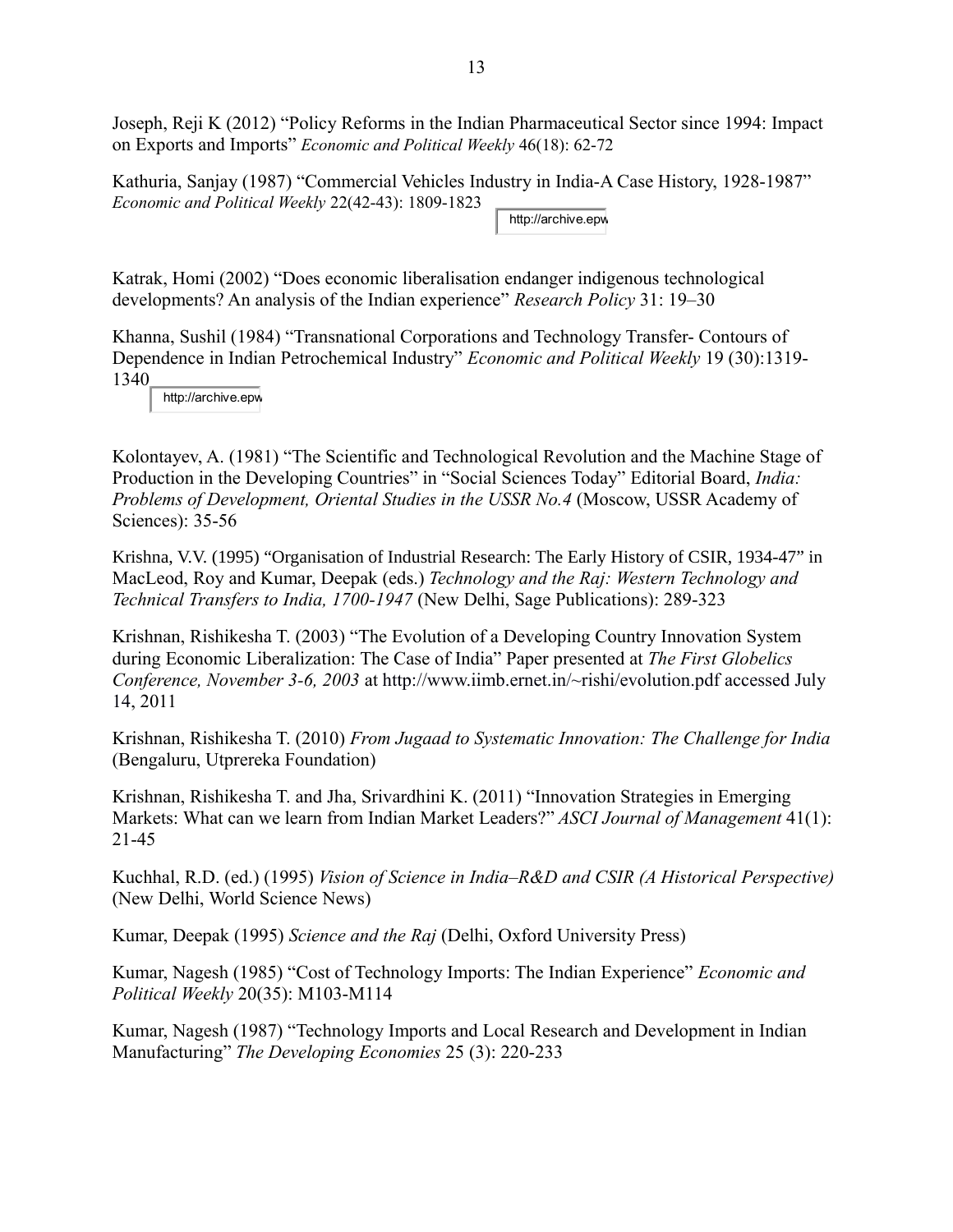Joseph, Reji K (2012) “Policy Reforms in the Indian Pharmaceutical Sector since 1994: Impact on Exports and Imports” *Economic and Political Weekly* 46(18): 62-72

Kathuria, Sanjay (1987) “Commercial Vehicles Industry in India-A Case History, 1928-1987” *Economic and Political Weekly* 22(42-43): 1809-1823 http://archive.epw

Katrak, Homi (2002) “Does economic liberalisation endanger indigenous technological developments? An analysis of the Indian experience” *Research Policy* 31: 19–30

Khanna, Sushil (1984) “Transnational Corporations and Technology Transfer- Contours of Dependence in Indian Petrochemical Industry” *Economic and Political Weekly* 19 (30):1319-1340 http://archive.epw

Kolontayev, A. (1981) “The Scientific and Technological Revolution and the Machine Stage of Production in the Developing Countries” in “Social Sciences Today” Editorial Board, *India: Problems of Development, Oriental Studies in the USSR No.4* (Moscow, USSR Academy of Sciences): 35-56

Krishna, V.V. (1995) “Organisation of Industrial Research: The Early History of CSIR, 1934-47” in MacLeod, Roy and Kumar, Deepak (eds.) *Technology and the Raj: Western Technology and Technical Transfers to India, 1700-1947* (New Delhi, Sage Publications): 289-323

Krishnan, Rishikesha T. (2003) “The Evolution of a Developing Country Innovation System during Economic Liberalization: The Case of India” Paper presented at *The First Globelics Conference, November 3-6, 2003* at http://www.iimb.ernet.in/~rishi/evolution.pdf accessed July 14, 2011

Krishnan, Rishikesha T. (2010) *From Jugaad to Systematic Innovation: The Challenge for India* (Bengaluru, Utprereka Foundation)

Krishnan, Rishikesha T. and Jha, Srivardhini K. (2011) “Innovation Strategies in Emerging Markets: What can we learn from Indian Market Leaders?” *ASCI Journal of Management* 41(1): 21-45

Kuchhal, R.D. (ed.) (1995) *Vision of Science in India–R&D and CSIR (A Historical Perspective)* (New Delhi, World Science News)

Kumar, Deepak (1995) *Science and the Raj* (Delhi, Oxford University Press)

Kumar, Nagesh (1985) “Cost of Technology Imports: The Indian Experience” *Economic and Political Weekly* 20(35): M103-M114

Kumar, Nagesh (1987) “Technology Imports and Local Research and Development in Indian Manufacturing” *The Developing Economies* 25 (3): 220-233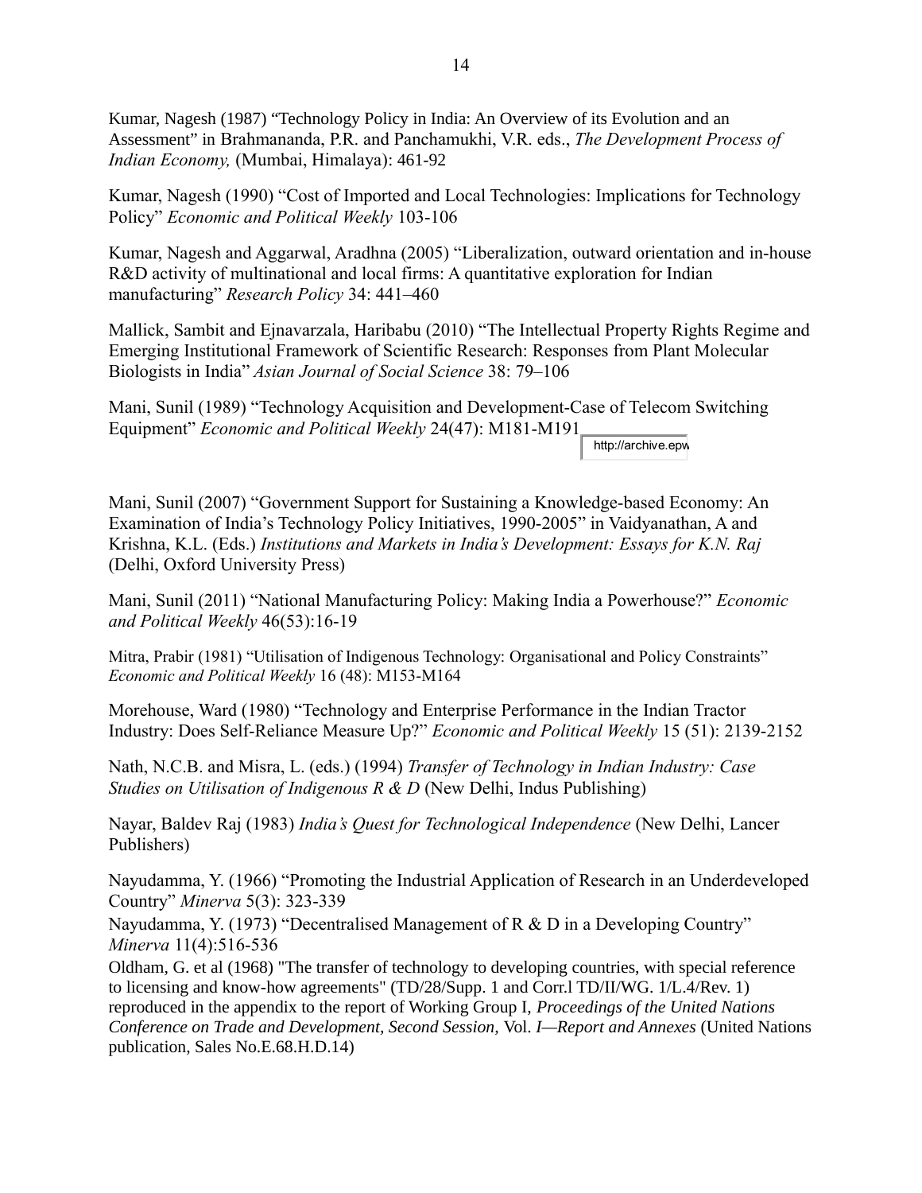Kumar, Nagesh (1987) “Technology Policy in India: An Overview of its Evolution and an Assessment” in Brahmananda, P.R. and Panchamukhi, V.R. eds., *The Development Process of Indian Economy,* (Mumbai, Himalaya): 461-92

Kumar, Nagesh (1990) “Cost of Imported and Local Technologies: Implications for Technology Policy” *Economic and Political Weekly* 103-106

Kumar, Nagesh and Aggarwal, Aradhna (2005) “Liberalization, outward orientation and in-house R&D activity of multinational and local firms: A quantitative exploration for Indian manufacturing” *Research Policy* 34: 441–460

Mallick, Sambit and Ejnavarzala, Haribabu (2010) “The Intellectual Property Rights Regime and Emerging Institutional Framework of Scientific Research: Responses from Plant Molecular Biologists in India” *Asian Journal of Social Science* 38: 79–106

Mani, Sunil (1989) “Technology Acquisition and Development-Case of Telecom Switching Equipment” *Economic and Political Weekly* 24(47): M181-M191 http://archive.epw

Mani, Sunil (2007) “Government Support for Sustaining a Knowledge-based Economy: An Examination of India’s Technology Policy Initiatives, 1990-2005” in Vaidyanathan, A and Krishna, K.L. (Eds.) *Institutions and Markets in India’s Development: Essays for K.N. Raj* (Delhi, Oxford University Press)

Mani, Sunil (2011) “National Manufacturing Policy: Making India a Powerhouse?” *Economic and Political Weekly* 46(53):16-19

Mitra, Prabir (1981) “Utilisation of Indigenous Technology: Organisational and Policy Constraints” *Economic and Political Weekly* 16 (48): M153-M164

Morehouse, Ward (1980) “Technology and Enterprise Performance in the Indian Tractor Industry: Does Self-Reliance Measure Up?” *Economic and Political Weekly* 15 (51): 2139-2152

Nath, N.C.B. and Misra, L. (eds.) (1994) *Transfer of Technology in Indian Industry: Case Studies on Utilisation of Indigenous R & D* (New Delhi, Indus Publishing)

Nayar, Baldev Raj (1983) *India’s Quest for Technological Independence* (New Delhi, Lancer Publishers)

Nayudamma, Y. (1966) “Promoting the Industrial Application of Research in an Underdeveloped Country” *Minerva* 5(3): 323-339

Nayudamma, Y. (1973) “Decentralised Management of R & D in a Developing Country” *Minerva* 11(4):516-536

Oldham, G. et al (1968) "The transfer of technology to developing countries, with special reference to licensing and know-how agreements" (TD/28/Supp. 1 and Corr.l TD/II/WG. 1/L.4/Rev. 1) reproduced in the appendix to the report of Working Group I, *Proceedings of the United Nations Conference on Trade and Development, Second Session,* Vol. *I—Report and Annexes* (United Nations publication, Sales No.E.68.H.D.14)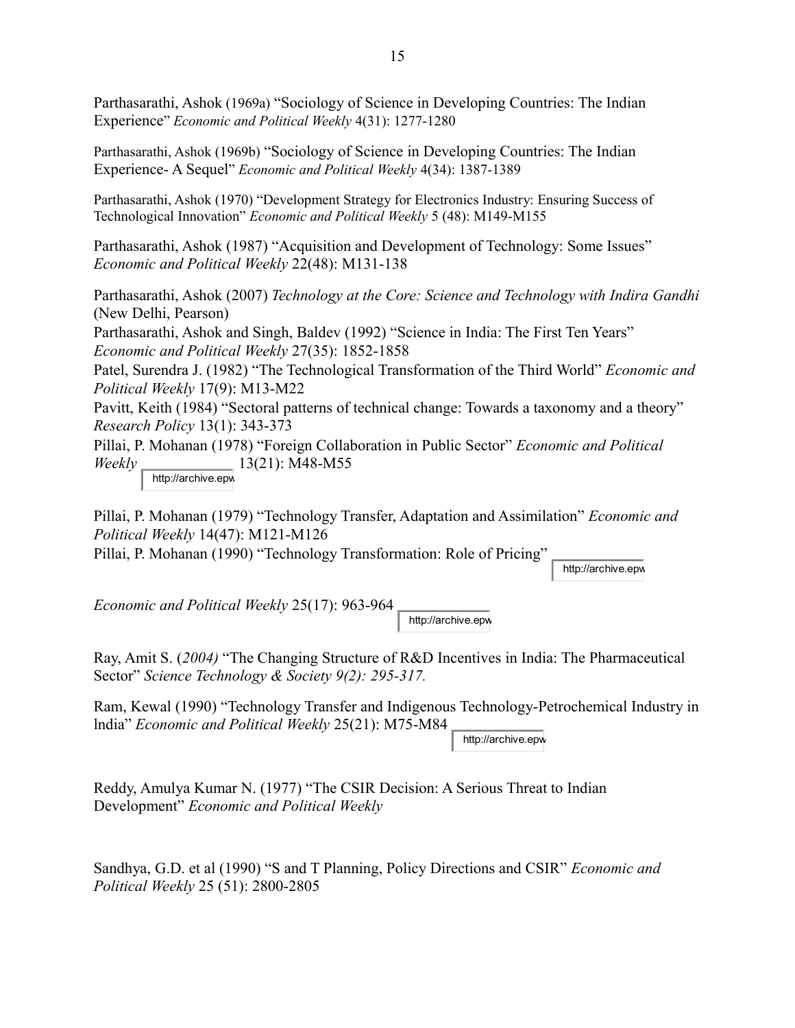Parthasarathi, Ashok (1969a) "Sociology of Science in Developing Countries: The Indian Experience" *Economic and Political Weekly* 4(31): 1277-1280

Parthasarathi, Ashok (1969b) "Sociology of Science in Developing Countries: The Indian Experience- A Sequel" *Economic and Political Weekly* 4(34): 1387-1389

Parthasarathi, Ashok (1970) "Development Strategy for Electronics Industry: Ensuring Success of Technological Innovation" *Economic and Political Weekly* 5 (48): M149-M155

Parthasarathi, Ashok (1987) "Acquisition and Development of Technology: Some Issues" *Economic and Political Weekly* 22(48): M131-138

Parthasarathi, Ashok (2007) *Technology at the Core: Science and Technology with Indira Gandhi* (New Delhi, Pearson)

Parthasarathi, Ashok and Singh, Baldev (1992) "Science in India: The First Ten Years" *Economic and Political Weekly* 27(35): 1852-1858

Patel, Surendra J. (1982) "The Technological Transformation of the Third World" *Economic and Political Weekly* 17(9): M13-M22

Pavitt, Keith (1984) "Sectoral patterns of technical change: Towards a taxonomy and a theory" *Research Policy* 13(1): 343-373

Pillai, P. Mohanan (1978) "Foreign Collaboration in Public Sector" *Economic and Political Weekly* 13(21): M48-M55

Pillai, P. Mohanan (1979) "Technology Transfer, Adaptation and Assimilation" *Economic and Political Weekly* 14(47): M121-M126

Pillai, P. Mohanan (1990) "Technology Transformation: Role of Pricing" *Economic and Political Weekly* 25(17): 963-964

Ray, Amit S. (*2004)* "The Changing Structure of R&D Incentives in India: The Pharmaceutical Sector" *Science Technology & Society 9(2): 295-317.*

Ram, Kewal (1990) "Technology Transfer and Indigenous Technology-Petrochemical Industry in lndia" *Economic and Political Weekly* 25(21): M75-M84

Reddy, Amulya Kumar N. (1977) "The CSIR Decision: A Serious Threat to Indian Development" *Economic and Political Weekly*

Sandhya, G.D. et al (1990) "S and T Planning, Policy Directions and CSIR" *Economic and Political Weekly* 25 (51): 2800-2805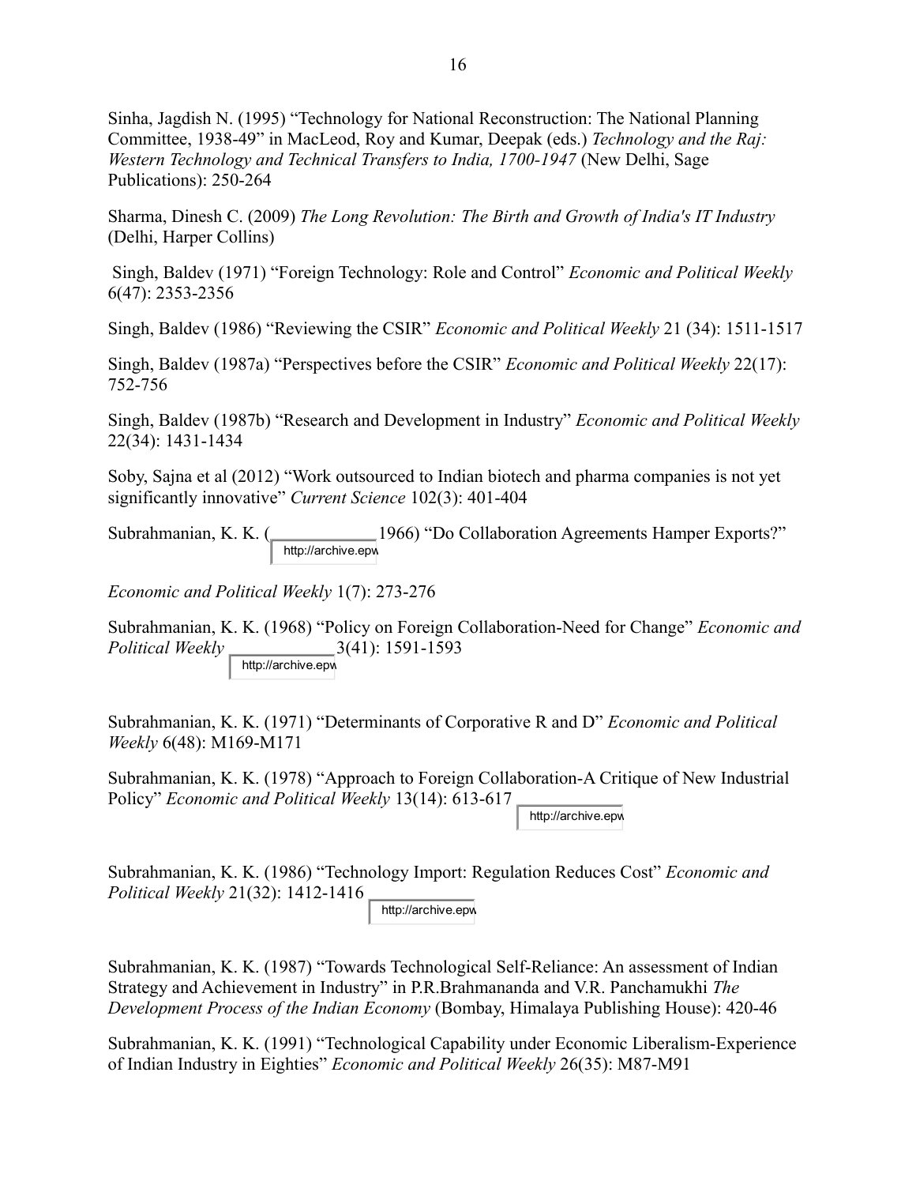Sinha, Jagdish N. (1995) "Technology for National Reconstruction: The National Planning Committee, 1938-49" in MacLeod, Roy and Kumar, Deepak (eds.) *Technology and the Raj: Western Technology and Technical Transfers to India, 1700-1947* (New Delhi, Sage Publications): 250-264

Sharma, Dinesh C. (2009) *The Long Revolution: The Birth and Growth of India's IT Industry* (Delhi, Harper Collins)

Singh, Baldev (1971) "Foreign Technology: Role and Control" *Economic and Political Weekly* 6(47): 2353-2356

Singh, Baldev (1986) "Reviewing the CSIR" *Economic and Political Weekly* 21 (34): 1511-1517

Singh, Baldev (1987a) "Perspectives before the CSIR" *Economic and Political Weekly* 22(17): 752-756

Singh, Baldev (1987b) "Research and Development in Industry" *Economic and Political Weekly* 22(34): 1431-1434

Soby, Sajna et al (2012) "Work outsourced to Indian biotech and pharma companies is not yet significantly innovative" *Current Science* 102(3): 401-404

Subrahmanian, K. K. (1966) "Do Collaboration Agreements Hamper Exports?" *Economic and Political Weekly* 1(7): 273-276

Subrahmanian, K. K. (1968) "Policy on Foreign Collaboration-Need for Change" *Economic and Political Weekly* 3(41): 1591-1593

Subrahmanian, K. K. (1971) "Determinants of Corporative R and D" *Economic and Political Weekly* 6(48): M169-M171

Subrahmanian, K. K. (1978) "Approach to Foreign Collaboration-A Critique of New Industrial Policy" *Economic and Political Weekly* 13(14): 613-617

Subrahmanian, K. K. (1986) "Technology Import: Regulation Reduces Cost" *Economic and Political Weekly* 21(32): 1412-1416

Subrahmanian, K. K. (1987) "Towards Technological Self-Reliance: An assessment of Indian Strategy and Achievement in Industry" in P.R.Brahmananda and V.R. Panchamukhi *The Development Process of the Indian Economy* (Bombay, Himalaya Publishing House): 420-46

Subrahmanian, K. K. (1991) "Technological Capability under Economic Liberalism-Experience of Indian Industry in Eighties" *Economic and Political Weekly* 26(35): M87-M91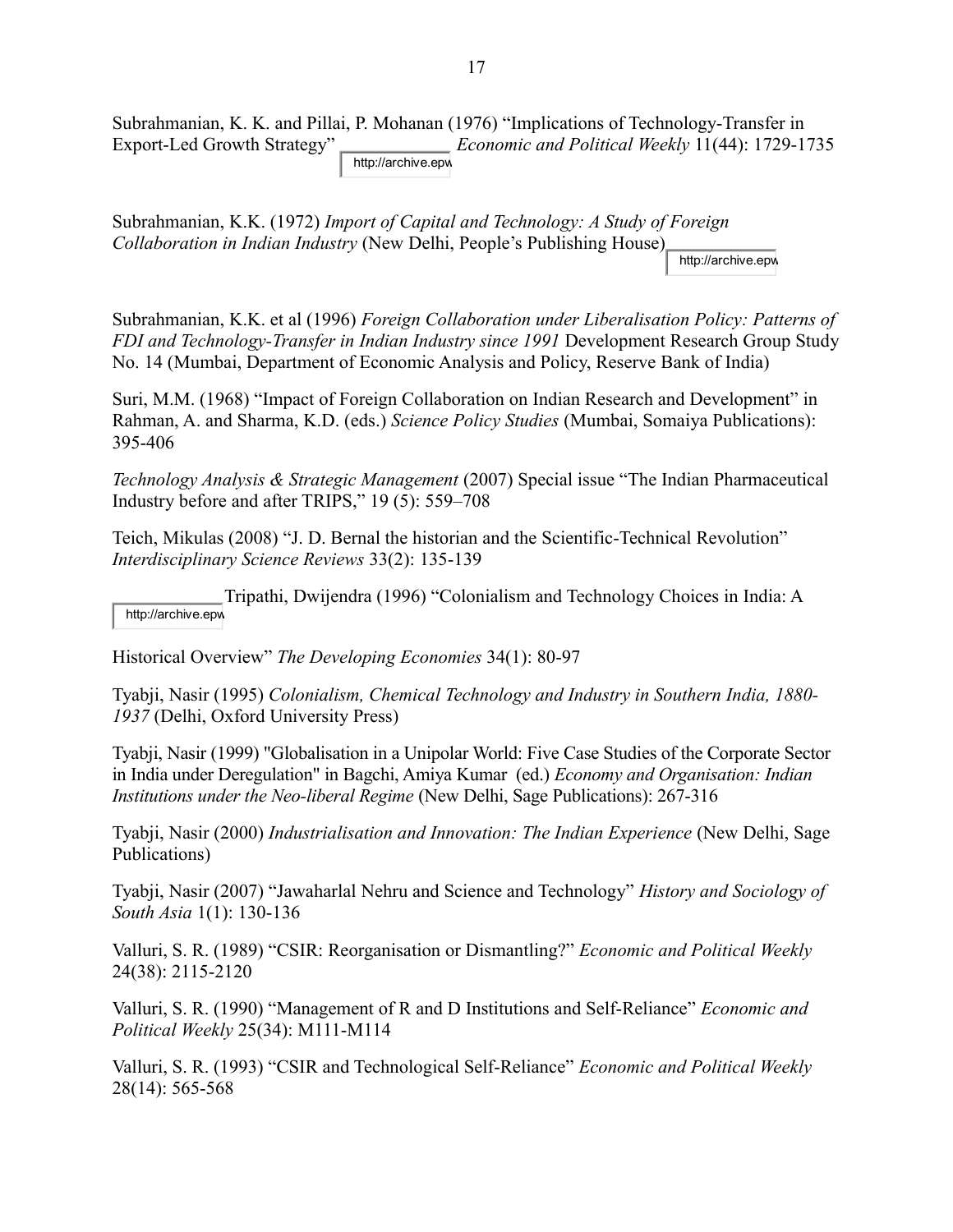Subrahmanian, K. K. and Pillai, P. Mohanan (1976) "Implications of Technology-Transfer in Export-Led Growth Strategy" *Economic and Political Weekly* 11(44): 1729-1735

Subrahmanian, K.K. (1972) *Import of Capital and Technology: A Study of Foreign Collaboration in Indian Industry* (New Delhi, People's Publishing House)

Subrahmanian, K.K. et al (1996) *Foreign Collaboration under Liberalisation Policy: Patterns of FDI and Technology-Transfer in Indian Industry since 1991* Development Research Group Study No. 14 (Mumbai, Department of Economic Analysis and Policy, Reserve Bank of India)

Suri, M.M. (1968) "Impact of Foreign Collaboration on Indian Research and Development" in Rahman, A. and Sharma, K.D. (eds.) *Science Policy Studies* (Mumbai, Somaiya Publications): 395-406

*Technology Analysis & Strategic Management* (2007) Special issue "The Indian Pharmaceutical Industry before and after TRIPS," 19 (5): 559–708

Teich, Mikulas (2008) "J. D. Bernal the historian and the Scientific-Technical Revolution" *Interdisciplinary Science Reviews* 33(2): 135-139

Tripathi, Dwijendra (1996) "Colonialism and Technology Choices in India: A Historical Overview" *The Developing Economies* 34(1): 80-97

Tyabji, Nasir (1995) *Colonialism, Chemical Technology and Industry in Southern India, 1880-1937* (Delhi, Oxford University Press)

Tyabji, Nasir (1999) "Globalisation in a Unipolar World: Five Case Studies of the Corporate Sector in India under Deregulation" in Bagchi, Amiya Kumar (ed.) *Economy and Organisation: Indian Institutions under the Neo-liberal Regime* (New Delhi, Sage Publications): 267-316

Tyabji, Nasir (2000) *Industrialisation and Innovation: The Indian Experience* (New Delhi, Sage Publications)

Tyabji, Nasir (2007) "Jawaharlal Nehru and Science and Technology" *History and Sociology of South Asia* 1(1): 130-136

Valluri, S. R. (1989) "CSIR: Reorganisation or Dismantling?" *Economic and Political Weekly* 24(38): 2115-2120

Valluri, S. R. (1990) "Management of R and D Institutions and Self-Reliance" *Economic and Political Weekly* 25(34): M111-M114

Valluri, S. R. (1993) "CSIR and Technological Self-Reliance" *Economic and Political Weekly* 28(14): 565-568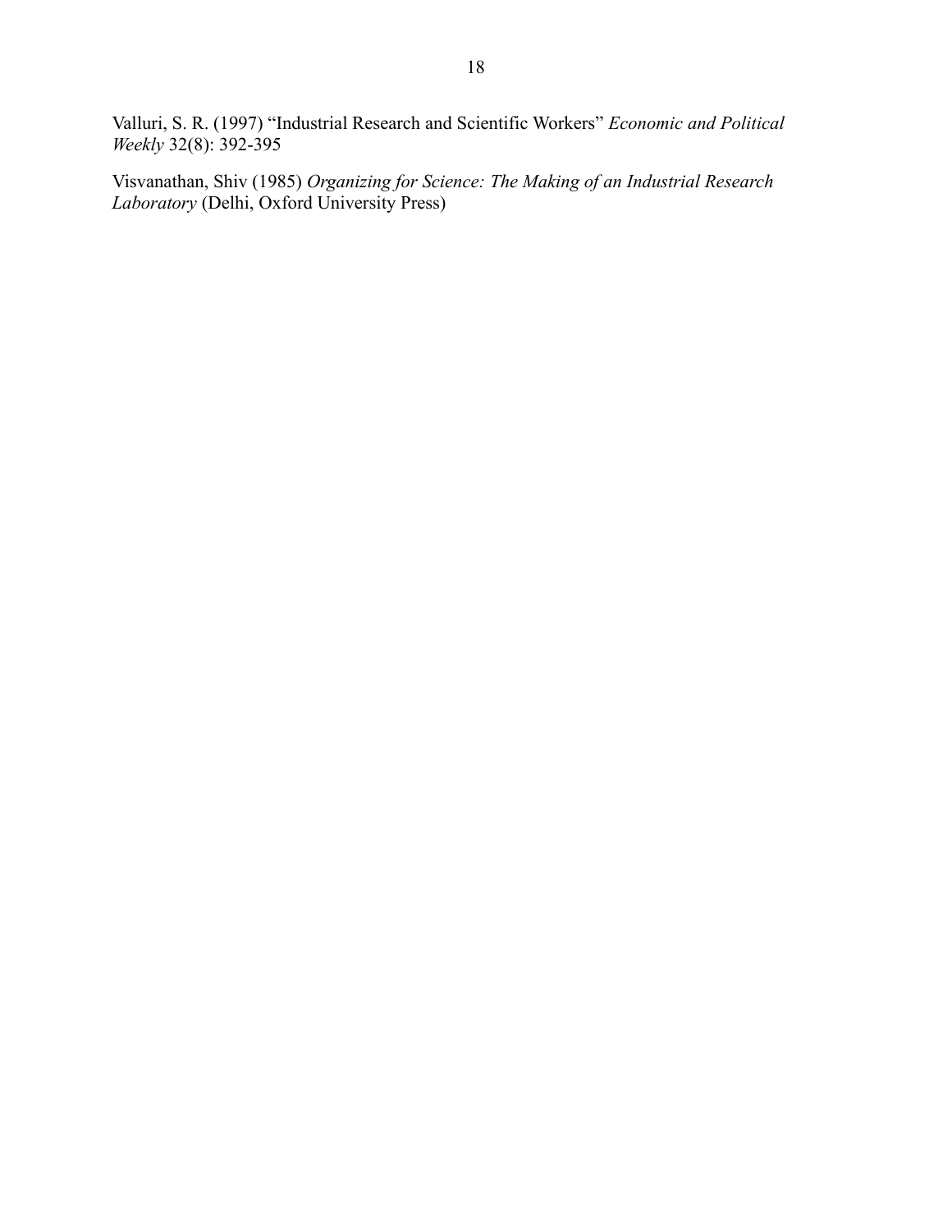Valluri, S. R. (1997) “Industrial Research and Scientific Workers” *Economic and Political Weekly* 32(8): 392-395

Visvanathan, Shiv (1985) *Organizing for Science: The Making of an Industrial Research Laboratory* (Delhi, Oxford University Press)